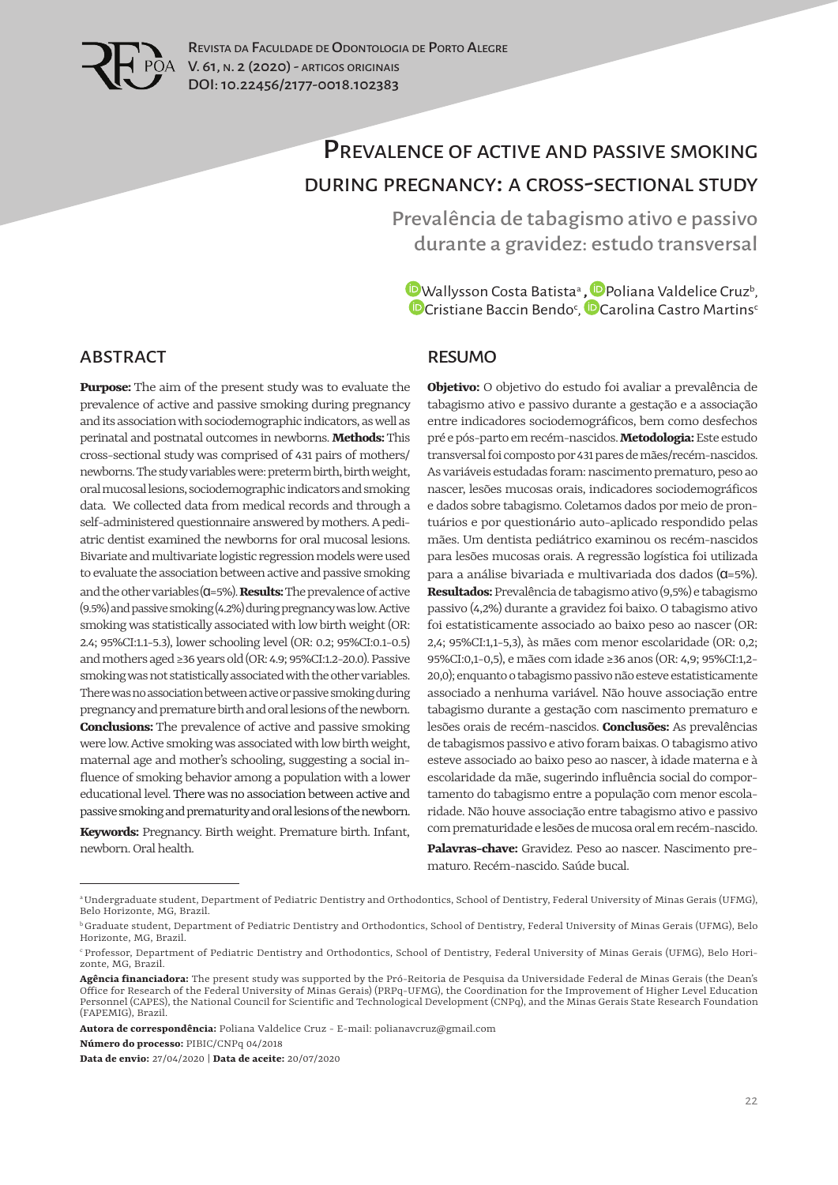# Prevalence of active and passive smoking during pregnancy: a cross-sectional study

## Prevalência de tabagismo ativo e passivo durante a gravidez: estudo transversal

Wallysson Costa Batista[a], Poliana Valdelice Cruz[b], Cristiane Baccin Bendo[c], Carolina Castro Martins[c]

## ABSTRACT

**Purpose:** The aim of the present study was to evaluate the prevalence of active and passive smoking during pregnancy and its association with sociodemographic indicators, as well as perinatal and postnatal outcomes in newborns. **Methods:** This cross-sectional study was comprised of 431 pairs of mothers/newborns. The study variables were: preterm birth, birth weight, oral mucosal lesions, sociodemographic indicators and smoking data. We collected data from medical records and through a self-administered questionnaire answered by mothers. A pediatric dentist examined the newborns for oral mucosal lesions. Bivariate and multivariate logistic regression models were used to evaluate the association between active and passive smoking and the other variables ($\alpha$=5%). **Results:** The prevalence of active (9.5%) and passive smoking (4.2%) during pregnancy was low. Active smoking was statistically associated with low birth weight (OR: 2.4; 95%CI:1.1-5.3), lower schooling level (OR: 0.2; 95%CI:0.1-0.5) and mothers aged ≥36 years old (OR: 4.9; 95%CI:1.2-20.0). Passive smoking was not statistically associated with the other variables. There was no association between active or passive smoking during pregnancy and premature birth and oral lesions of the newborn. **Conclusions:** The prevalence of active and passive smoking were low. Active smoking was associated with low birth weight, maternal age and mother's schooling, suggesting a social influence of smoking behavior among a population with a lower educational level. There was no association between active and passive smoking and prematurity and oral lesions of the newborn.

**Keywords:** Pregnancy. Birth weight. Premature birth. Infant, newborn. Oral health.

## RESUMO

**Objetivo:** O objetivo do estudo foi avaliar a prevalência de tabagismo ativo e passivo durante a gestação e a associação entre indicadores sociodemográficos, bem como desfechos pré e pós-parto em recém-nascidos. **Metodologia:** Este estudo transversal foi composto por 431 pares de mães/recém-nascidos. As variáveis estudadas foram: nascimento prematuro, peso ao nascer, lesões mucosas orais, indicadores sociodemográficos e dados sobre tabagismo. Coletamos dados por meio de prontuários e por questionário auto-aplicado respondido pelas mães. Um dentista pediátrico examinou os recém-nascidos para lesões mucosas orais. A regressão logística foi utilizada para a análise bivariada e multivariada dos dados ($\alpha$=5%). **Resultados:** Prevalência de tabagismo ativo (9,5%) e tabagismo passivo (4,2%) durante a gravidez foi baixo. O tabagismo ativo foi estatisticamente associado ao baixo peso ao nascer (OR: 2,4; 95%CI:1,1-5,3), às mães com menor escolaridade (OR: 0,2; 95%CI:0,1-0,5), e mães com idade ≥36 anos (OR: 4,9; 95%CI:1,2-20,0); enquanto o tabagismo passivo não esteve estatisticamente associado a nenhuma variável. Não houve associação entre tabagismo durante a gestação com nascimento prematuro e lesões orais de recém-nascidos. **Conclusões:** As prevalências de tabagismos passivo e ativo foram baixas. O tabagismo ativo esteve associado ao baixo peso ao nascer, à idade materna e à escolaridade da mãe, sugerindo influência social do comportamento do tabagismo entre a população com menor escolaridade. Não houve associação entre tabagismo ativo e passivo com prematuridade e lesões de mucosa oral em recém-nascido.

**Palavras-chave:** Gravidez. Peso ao nascer. Nascimento prematuro. Recém-nascido. Saúde bucal.

---

[a] Undergraduate student, Department of Pediatric Dentistry and Orthodontics, School of Dentistry, Federal University of Minas Gerais (UFMG), Belo Horizonte, MG, Brazil.

[b] Graduate student, Department of Pediatric Dentistry and Orthodontics, School of Dentistry, Federal University of Minas Gerais (UFMG), Belo Horizonte, MG, Brazil.

[c] Professor, Department of Pediatric Dentistry and Orthodontics, School of Dentistry, Federal University of Minas Gerais (UFMG), Belo Horizonte, MG, Brazil.

**Agência financiadora:** The present study was supported by the Pró-Reitoria de Pesquisa da Universidade Federal de Minas Gerais (the Dean's Office for Research of the Federal University of Minas Gerais) (PRPq-UFMG), the Coordination for the Improvement of Higher Level Education Personnel (CAPES), the National Council for Scientific and Technological Development (CNPq), and the Minas Gerais State Research Foundation (FAPEMIG), Brazil.

**Autora de correspondência:** Poliana Valdelice Cruz - E-mail: polianavcruz@gmail.com

**Número do processo:** PIBIC/CNPq 04/2018

**Data de envio:** 27/04/2020 | **Data de aceite:** 20/07/2020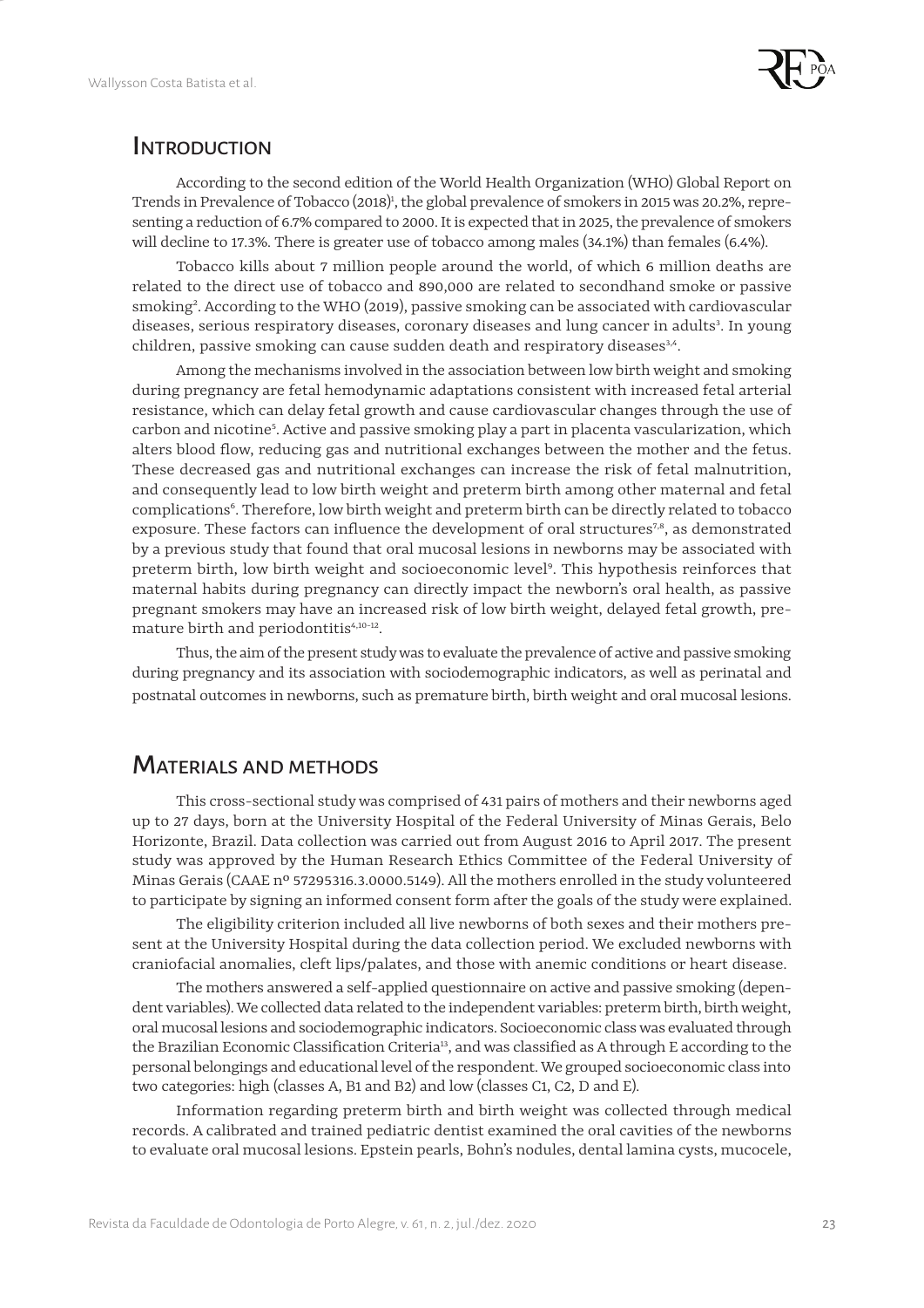## Introduction

According to the second edition of the World Health Organization (WHO) Global Report on Trends in Prevalence of Tobacco (2018)[1], the global prevalence of smokers in 2015 was 20.2%, representing a reduction of 6.7% compared to 2000. It is expected that in 2025, the prevalence of smokers will decline to 17.3%. There is greater use of tobacco among males (34.1%) than females (6.4%).

Tobacco kills about 7 million people around the world, of which 6 million deaths are related to the direct use of tobacco and 890,000 are related to secondhand smoke or passive smoking[2]. According to the WHO (2019), passive smoking can be associated with cardiovascular diseases, serious respiratory diseases, coronary diseases and lung cancer in adults[3]. In young children, passive smoking can cause sudden death and respiratory diseases[3,4].

Among the mechanisms involved in the association between low birth weight and smoking during pregnancy are fetal hemodynamic adaptations consistent with increased fetal arterial resistance, which can delay fetal growth and cause cardiovascular changes through the use of carbon and nicotine[5]. Active and passive smoking play a part in placenta vascularization, which alters blood flow, reducing gas and nutritional exchanges between the mother and the fetus. These decreased gas and nutritional exchanges can increase the risk of fetal malnutrition, and consequently lead to low birth weight and preterm birth among other maternal and fetal complications[6]. Therefore, low birth weight and preterm birth can be directly related to tobacco exposure. These factors can influence the development of oral structures[7,8], as demonstrated by a previous study that found that oral mucosal lesions in newborns may be associated with preterm birth, low birth weight and socioeconomic level[9]. This hypothesis reinforces that maternal habits during pregnancy can directly impact the newborn's oral health, as passive pregnant smokers may have an increased risk of low birth weight, delayed fetal growth, premature birth and periodontitis[4,10-12].

Thus, the aim of the present study was to evaluate the prevalence of active and passive smoking during pregnancy and its association with sociodemographic indicators, as well as perinatal and postnatal outcomes in newborns, such as premature birth, birth weight and oral mucosal lesions.

## Materials and methods

This cross-sectional study was comprised of 431 pairs of mothers and their newborns aged up to 27 days, born at the University Hospital of the Federal University of Minas Gerais, Belo Horizonte, Brazil. Data collection was carried out from August 2016 to April 2017. The present study was approved by the Human Research Ethics Committee of the Federal University of Minas Gerais (CAAE nº 57295316.3.0000.5149). All the mothers enrolled in the study volunteered to participate by signing an informed consent form after the goals of the study were explained.

The eligibility criterion included all live newborns of both sexes and their mothers present at the University Hospital during the data collection period. We excluded newborns with craniofacial anomalies, cleft lips/palates, and those with anemic conditions or heart disease.

The mothers answered a self-applied questionnaire on active and passive smoking (dependent variables). We collected data related to the independent variables: preterm birth, birth weight, oral mucosal lesions and sociodemographic indicators. Socioeconomic class was evaluated through the Brazilian Economic Classification Criteria[13], and was classified as A through E according to the personal belongings and educational level of the respondent. We grouped socioeconomic class into two categories: high (classes A, B1 and B2) and low (classes C1, C2, D and E).

Information regarding preterm birth and birth weight was collected through medical records. A calibrated and trained pediatric dentist examined the oral cavities of the newborns to evaluate oral mucosal lesions. Epstein pearls, Bohn's nodules, dental lamina cysts, mucocele,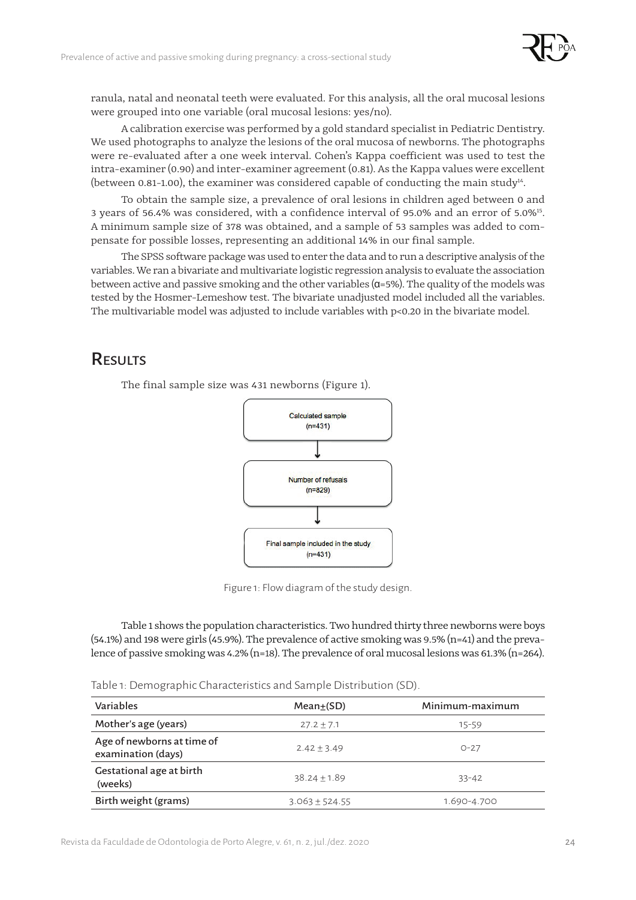ranula, natal and neonatal teeth were evaluated. For this analysis, all the oral mucosal lesions were grouped into one variable (oral mucosal lesions: yes/no).

A calibration exercise was performed by a gold standard specialist in Pediatric Dentistry. We used photographs to analyze the lesions of the oral mucosa of newborns. The photographs were re-evaluated after a one week interval. Cohen's Kappa coefficient was used to test the intra-examiner (0.90) and inter-examiner agreement (0.81). As the Kappa values were excellent (between 0.81-1.00), the examiner was considered capable of conducting the main study[14].

To obtain the sample size, a prevalence of oral lesions in children aged between 0 and 3 years of 56.4% was considered, with a confidence interval of 95.0% and an error of 5.0%[15]. A minimum sample size of 378 was obtained, and a sample of 53 samples was added to compensate for possible losses, representing an additional 14% in our final sample.

The SPSS software package was used to enter the data and to run a descriptive analysis of the variables. We ran a bivariate and multivariate logistic regression analysis to evaluate the association between active and passive smoking and the other variables ($\alpha$=5%). The quality of the models was tested by the Hosmer-Lemeshow test. The bivariate unadjusted model included all the variables. The multivariable model was adjusted to include variables with p<0.20 in the bivariate model.

## Results

The final sample size was 431 newborns (Figure 1).

Calculated sample (n=431)

↓

Number of refusals (n=829)

↓

Final sample included in the study (n=431)

Figure 1: Flow diagram of the study design.

Table 1 shows the population characteristics. Two hundred thirty three newborns were boys (54.1%) and 198 were girls (45.9%). The prevalence of active smoking was 9.5% (n=41) and the prevalence of passive smoking was 4.2% (n=18). The prevalence of oral mucosal lesions was 61.3% (n=264).

Table 1: Demographic Characteristics and Sample Distribution (SD).

| Variables | Mean±(SD) | Minimum-maximum |
| --- | --- | --- |
| Mother's age (years) | 27.2 ± 7.1 | 15-59 |
| Age of newborns at time of examination (days) | 2.42 ± 3.49 | 0-27 |
| Gestational age at birth (weeks) | 38.24 ± 1.89 | 33-42 |
| Birth weight (grams) | 3.063 ± 524.55 | 1.690-4.700 |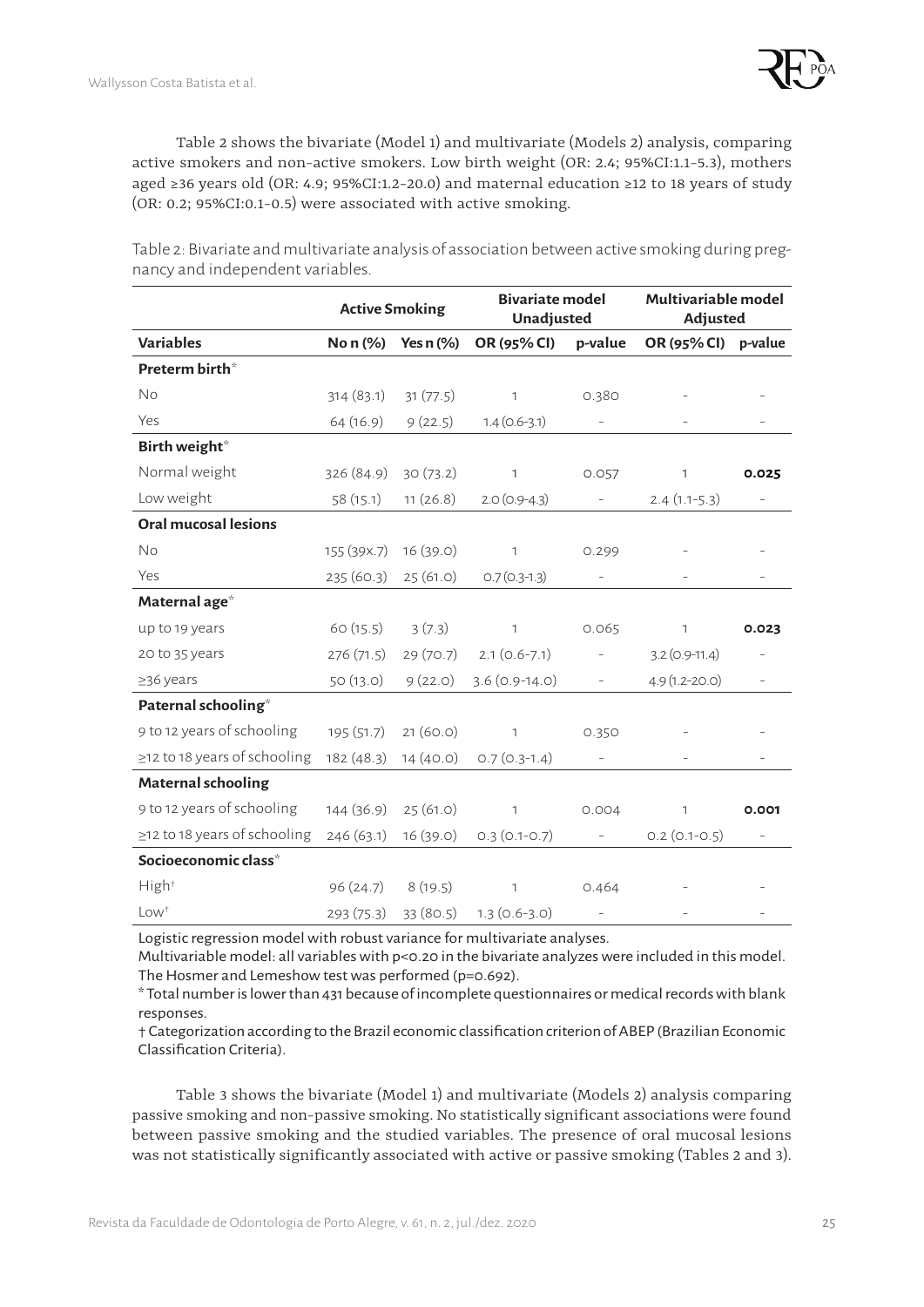Table 2 shows the bivariate (Model 1) and multivariate (Models 2) analysis, comparing active smokers and non-active smokers. Low birth weight (OR: 2.4; 95%CI:1.1-5.3), mothers aged ≥36 years old (OR: 4.9; 95%CI:1.2-20.0) and maternal education ≥12 to 18 years of study (OR: 0.2; 95%CI:0.1-0.5) were associated with active smoking.

Table 2: Bivariate and multivariate analysis of association between active smoking during pregnancy and independent variables.

| | Active Smoking | | Bivariate model Unadjusted | | Multivariable model Adjusted | |
|---|---|---|---|---|---|---|
| **Variables** | **No n (%)** | **Yes n (%)** | **OR (95% CI)** | **p-value** | **OR (95% CI)** | **p-value** |
| **Preterm birth*** | | | | | | |
| No | 314 (83.1) | 31 (77.5) | 1 | 0.380 | - | - |
| Yes | 64 (16.9) | 9 (22.5) | 1.4 (0.6-3.1) | - | - | - |
| **Birth weight*** | | | | | | |
| Normal weight | 326 (84.9) | 30 (73.2) | 1 | 0.057 | 1 | **0.025** |
| Low weight | 58 (15.1) | 11 (26.8) | 2.0 (0.9-4.3) | - | 2.4 (1.1-5.3) | - |
| **Oral mucosal lesions** | | | | | | |
| No | 155 (39x.7) | 16 (39.0) | 1 | 0.299 | - | - |
| Yes | 235 (60.3) | 25 (61.0) | 0.7 (0.3-1.3) | - | - | - |
| **Maternal age*** | | | | | | |
| up to 19 years | 60 (15.5) | 3 (7.3) | 1 | 0.065 | 1 | **0.023** |
| 20 to 35 years | 276 (71.5) | 29 (70.7) | 2.1 (0.6-7.1) | - | 3.2 (0.9-11.4) | - |
| ≥36 years | 50 (13.0) | 9 (22.0) | 3.6 (0.9-14.0) | - | 4.9 (1.2-20.0) | - |
| **Paternal schooling*** | | | | | | |
| 9 to 12 years of schooling | 195 (51.7) | 21 (60.0) | 1 | 0.350 | - | - |
| ≥12 to 18 years of schooling | 182 (48.3) | 14 (40.0) | 0.7 (0.3-1.4) | - | - | - |
| **Maternal schooling** | | | | | | |
| 9 to 12 years of schooling | 144 (36.9) | 25 (61.0) | 1 | 0.004 | 1 | **0.001** |
| ≥12 to 18 years of schooling | 246 (63.1) | 16 (39.0) | 0.3 (0.1-0.7) | - | 0.2 (0.1-0.5) | - |
| **Socioeconomic class*** | | | | | | |
| High† | 96 (24.7) | 8 (19.5) | 1 | 0.464 | - | - |
| Low† | 293 (75.3) | 33 (80.5) | 1.3 (0.6-3.0) | - | - | - |

Logistic regression model with robust variance for multivariate analyses.
Multivariable model: all variables with p<0.20 in the bivariate analyzes were included in this model. The Hosmer and Lemeshow test was performed (p=0.692).
* Total number is lower than 431 because of incomplete questionnaires or medical records with blank responses.
† Categorization according to the Brazil economic classification criterion of ABEP (Brazilian Economic Classification Criteria).

Table 3 shows the bivariate (Model 1) and multivariate (Models 2) analysis comparing passive smoking and non-passive smoking. No statistically significant associations were found between passive smoking and the studied variables. The presence of oral mucosal lesions was not statistically significantly associated with active or passive smoking (Tables 2 and 3).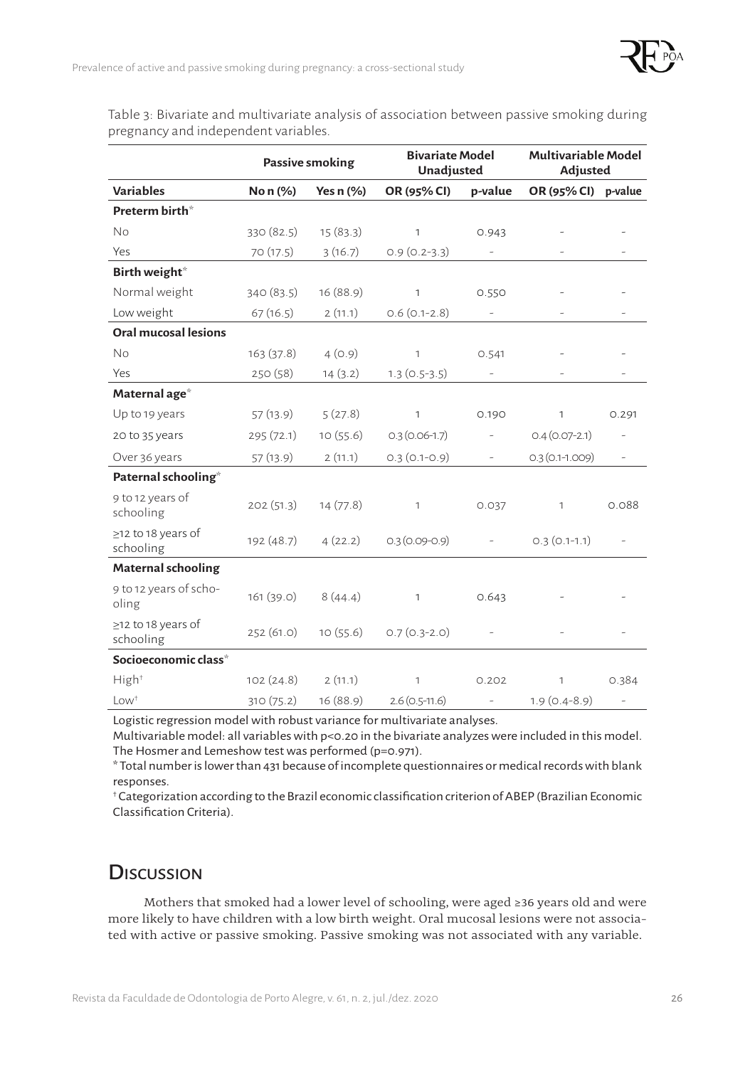Table 3: Bivariate and multivariate analysis of association between passive smoking during pregnancy and independent variables.

| | Passive smoking | | Bivariate Model Unadjusted | | Multivariable Model Adjusted | |
|---|---|---|---|---|---|---|
| **Variables** | **No n (%)** | **Yes n (%)** | **OR (95% CI)** | **p-value** | **OR (95% CI)** | **p-value** |
| **Preterm birth*** | | | | | | |
| No | 330 (82.5) | 15 (83.3) | 1 | 0.943 | - | - |
| Yes | 70 (17.5) | 3 (16.7) | 0.9 (0.2-3.3) | - | - | - |
| **Birth weight*** | | | | | | |
| Normal weight | 340 (83.5) | 16 (88.9) | 1 | 0.550 | - | - |
| Low weight | 67 (16.5) | 2 (11.1) | 0.6 (0.1-2.8) | - | - | - |
| **Oral mucosal lesions** | | | | | | |
| No | 163 (37.8) | 4 (0.9) | 1 | 0.541 | - | - |
| Yes | 250 (58) | 14 (3.2) | 1.3 (0.5-3.5) | - | - | - |
| **Maternal age*** | | | | | | |
| Up to 19 years | 57 (13.9) | 5 (27.8) | 1 | 0.190 | 1 | 0.291 |
| 20 to 35 years | 295 (72.1) | 10 (55.6) | 0.3 (0.06-1.7) | - | 0.4 (0.07-2.1) | - |
| Over 36 years | 57 (13.9) | 2 (11.1) | 0.3 (0.1-0.9) | - | 0.3 (0.1-1.009) | - |
| **Paternal schooling*** | | | | | | |
| 9 to 12 years of schooling | 202 (51.3) | 14 (77.8) | 1 | 0.037 | 1 | 0.088 |
| ≥12 to 18 years of schooling | 192 (48.7) | 4 (22.2) | 0.3 (0.09-0.9) | - | 0.3 (0.1-1.1) | - |
| **Maternal schooling** | | | | | | |
| 9 to 12 years of schooling | 161 (39.0) | 8 (44.4) | 1 | 0.643 | - | - |
| ≥12 to 18 years of schooling | 252 (61.0) | 10 (55.6) | 0.7 (0.3-2.0) | - | - | - |
| **Socioeconomic class*** | | | | | | |
| High† | 102 (24.8) | 2 (11.1) | 1 | 0.202 | 1 | 0.384 |
| Low† | 310 (75.2) | 16 (88.9) | 2.6 (0.5-11.6) | - | 1.9 (0.4-8.9) | - |

Logistic regression model with robust variance for multivariate analyses.
Multivariable model: all variables with p<0.20 in the bivariate analyzes were included in this model.
The Hosmer and Lemeshow test was performed (p=0.971).
* Total number is lower than 431 because of incomplete questionnaires or medical records with blank responses.
† Categorization according to the Brazil economic classification criterion of ABEP (Brazilian Economic Classification Criteria).

## Discussion

Mothers that smoked had a lower level of schooling, were aged ≥36 years old and were more likely to have children with a low birth weight. Oral mucosal lesions were not associated with active or passive smoking. Passive smoking was not associated with any variable.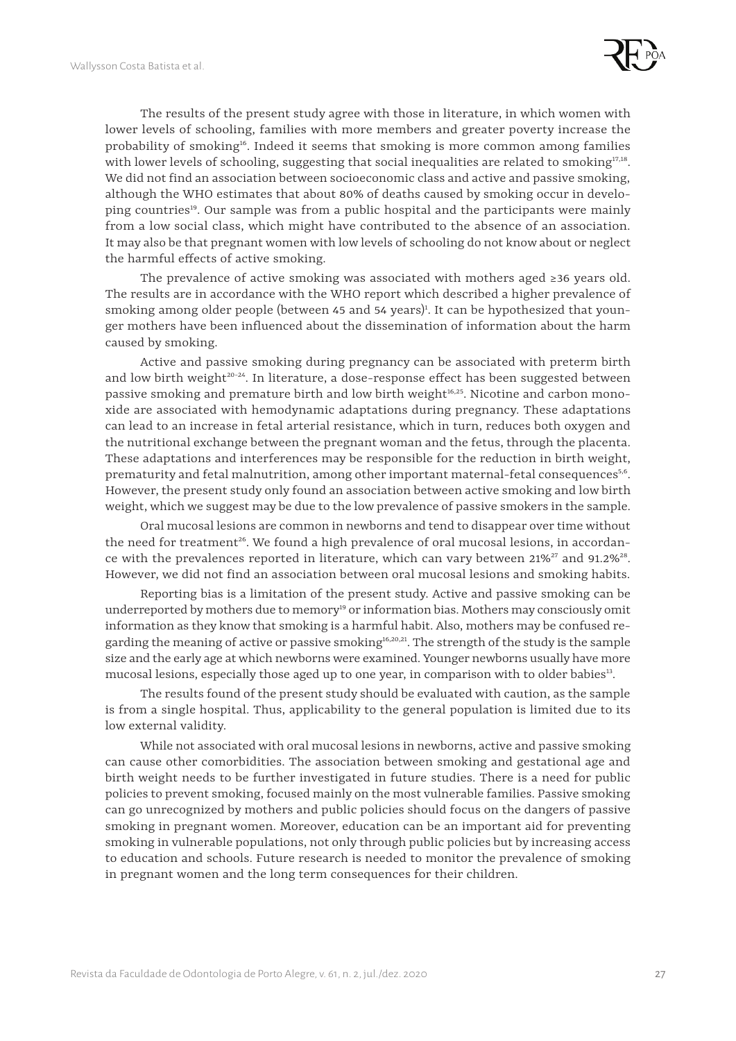The results of the present study agree with those in literature, in which women with lower levels of schooling, families with more members and greater poverty increase the probability of smoking[16]. Indeed it seems that smoking is more common among families with lower levels of schooling, suggesting that social inequalities are related to smoking[17,18]. We did not find an association between socioeconomic class and active and passive smoking, although the WHO estimates that about 80% of deaths caused by smoking occur in developing countries[19]. Our sample was from a public hospital and the participants were mainly from a low social class, which might have contributed to the absence of an association. It may also be that pregnant women with low levels of schooling do not know about or neglect the harmful effects of active smoking.

The prevalence of active smoking was associated with mothers aged ≥36 years old. The results are in accordance with the WHO report which described a higher prevalence of smoking among older people (between 45 and 54 years)[1]. It can be hypothesized that younger mothers have been influenced about the dissemination of information about the harm caused by smoking.

Active and passive smoking during pregnancy can be associated with preterm birth and low birth weight[20-24]. In literature, a dose-response effect has been suggested between passive smoking and premature birth and low birth weight[16,25]. Nicotine and carbon monoxide are associated with hemodynamic adaptations during pregnancy. These adaptations can lead to an increase in fetal arterial resistance, which in turn, reduces both oxygen and the nutritional exchange between the pregnant woman and the fetus, through the placenta. These adaptations and interferences may be responsible for the reduction in birth weight, prematurity and fetal malnutrition, among other important maternal-fetal consequences[5,6]. However, the present study only found an association between active smoking and low birth weight, which we suggest may be due to the low prevalence of passive smokers in the sample.

Oral mucosal lesions are common in newborns and tend to disappear over time without the need for treatment[26]. We found a high prevalence of oral mucosal lesions, in accordance with the prevalences reported in literature, which can vary between 21%[27] and 91.2%[28]. However, we did not find an association between oral mucosal lesions and smoking habits.

Reporting bias is a limitation of the present study. Active and passive smoking can be underreported by mothers due to memory[19] or information bias. Mothers may consciously omit information as they know that smoking is a harmful habit. Also, mothers may be confused regarding the meaning of active or passive smoking[16,20,21]. The strength of the study is the sample size and the early age at which newborns were examined. Younger newborns usually have more mucosal lesions, especially those aged up to one year, in comparison with to older babies[13].

The results found of the present study should be evaluated with caution, as the sample is from a single hospital. Thus, applicability to the general population is limited due to its low external validity.

While not associated with oral mucosal lesions in newborns, active and passive smoking can cause other comorbidities. The association between smoking and gestational age and birth weight needs to be further investigated in future studies. There is a need for public policies to prevent smoking, focused mainly on the most vulnerable families. Passive smoking can go unrecognized by mothers and public policies should focus on the dangers of passive smoking in pregnant women. Moreover, education can be an important aid for preventing smoking in vulnerable populations, not only through public policies but by increasing access to education and schools. Future research is needed to monitor the prevalence of smoking in pregnant women and the long term consequences for their children.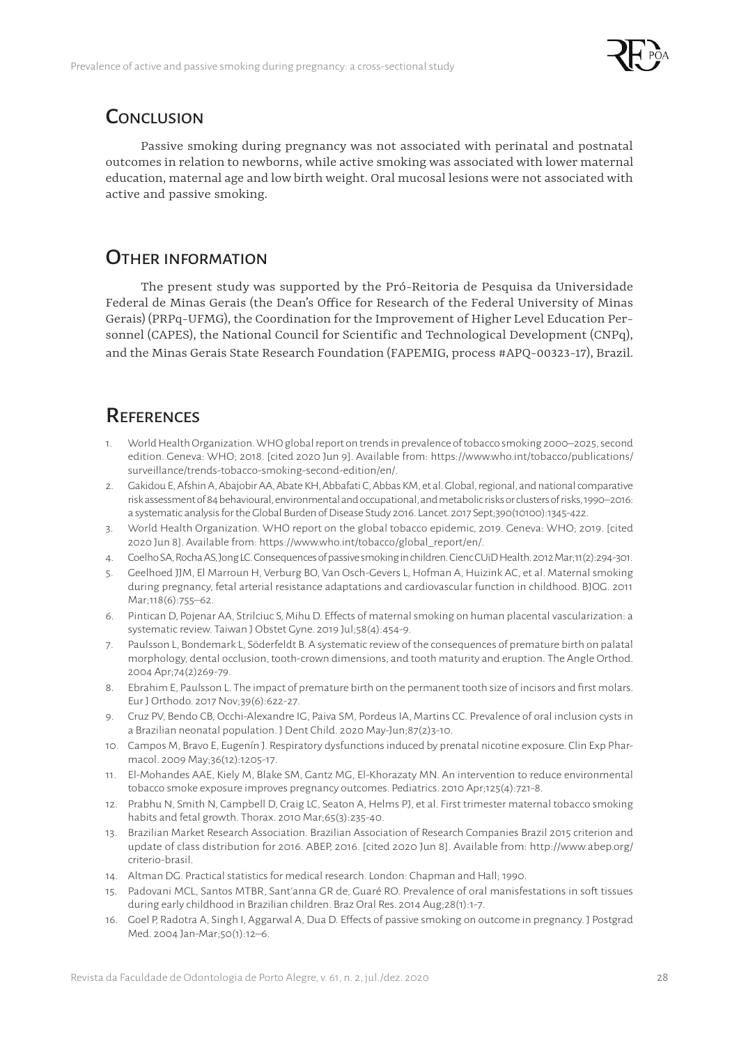## Conclusion

Passive smoking during pregnancy was not associated with perinatal and postnatal outcomes in relation to newborns, while active smoking was associated with lower maternal education, maternal age and low birth weight. Oral mucosal lesions were not associated with active and passive smoking.

## Other information

The present study was supported by the Pró-Reitoria de Pesquisa da Universidade Federal de Minas Gerais (the Dean's Office for Research of the Federal University of Minas Gerais) (PRPq-UFMG), the Coordination for the Improvement of Higher Level Education Personnel (CAPES), the National Council for Scientific and Technological Development (CNPq), and the Minas Gerais State Research Foundation (FAPEMIG, process #APQ-00323-17), Brazil.

## References

1. World Health Organization. WHO global report on trends in prevalence of tobacco smoking 2000–2025, second edition. Geneva: WHO; 2018. [cited 2020 Jun 9]. Available from: https://www.who.int/tobacco/publications/surveillance/trends-tobacco-smoking-second-edition/en/.
2. Gakidou E, Afshin A, Abajobir AA, Abate KH, Abbafati C, Abbas KM, et al. Global, regional, and national comparative risk assessment of 84 behavioural, environmental and occupational, and metabolic risks or clusters of risks, 1990–2016: a systematic analysis for the Global Burden of Disease Study 2016. Lancet. 2017 Sept;390(10100):1345-422.
3. World Health Organization. WHO report on the global tobacco epidemic, 2019. Geneva: WHO; 2019. [cited 2020 Jun 8]. Available from: https://www.who.int/tobacco/global_report/en/.
4. Coelho SA, Rocha AS, Jong LC. Consequences of passive smoking in children. Cienc CUiD Health. 2012 Mar;11(2):294-301.
5. Geelhoed JJM, El Marroun H, Verburg BO, Van Osch-Gevers L, Hofman A, Huizink AC, et al. Maternal smoking during pregnancy, fetal arterial resistance adaptations and cardiovascular function in childhood. BJOG. 2011 Mar;118(6):755–62.
6. Pintican D, Pojenar AA, Strilciuc S, Mihu D. Effects of maternal smoking on human placental vascularization: a systematic review. Taiwan J Obstet Gyne. 2019 Jul;58(4):454-9.
7. Paulsson L, Bondemark L, Söderfeldt B. A systematic review of the consequences of premature birth on palatal morphology, dental occlusion, tooth-crown dimensions, and tooth maturity and eruption. The Angle Orthod. 2004 Apr;74(2)269-79.
8. Ebrahim E, Paulsson L. The impact of premature birth on the permanent tooth size of incisors and first molars. Eur J Orthodo. 2017 Nov;39(6):622-27.
9. Cruz PV, Bendo CB, Occhi-Alexandre IG, Paiva SM, Pordeus IA, Martins CC. Prevalence of oral inclusion cysts in a Brazilian neonatal population. J Dent Child. 2020 May-Jun;87(2)3-10.
10. Campos M, Bravo E, Eugenín J. Respiratory dysfunctions induced by prenatal nicotine exposure. Clin Exp Pharmacol. 2009 May;36(12):1205-17.
11. El-Mohandes AAE, Kiely M, Blake SM, Gantz MG, El-Khorazaty MN. An intervention to reduce environmental tobacco smoke exposure improves pregnancy outcomes. Pediatrics. 2010 Apr;125(4):721-8.
12. Prabhu N, Smith N, Campbell D, Craig LC, Seaton A, Helms PJ, et al. First trimester maternal tobacco smoking habits and fetal growth. Thorax. 2010 Mar;65(3):235-40.
13. Brazilian Market Research Association. Brazilian Association of Research Companies Brazil 2015 criterion and update of class distribution for 2016. ABEP, 2016. [cited 2020 Jun 8]. Available from: http://www.abep.org/criterio-brasil.
14. Altman DG. Practical statistics for medical research. London: Chapman and Hall; 1990.
15. Padovani MCL, Santos MTBR, Sant'anna GR de, Guaré RO. Prevalence of oral manisfestations in soft tissues during early childhood in Brazilian children. Braz Oral Res. 2014 Aug;28(1):1-7.
16. Goel P, Radotra A, Singh I, Aggarwal A, Dua D. Effects of passive smoking on outcome in pregnancy. J Postgrad Med. 2004 Jan-Mar;50(1):12–6.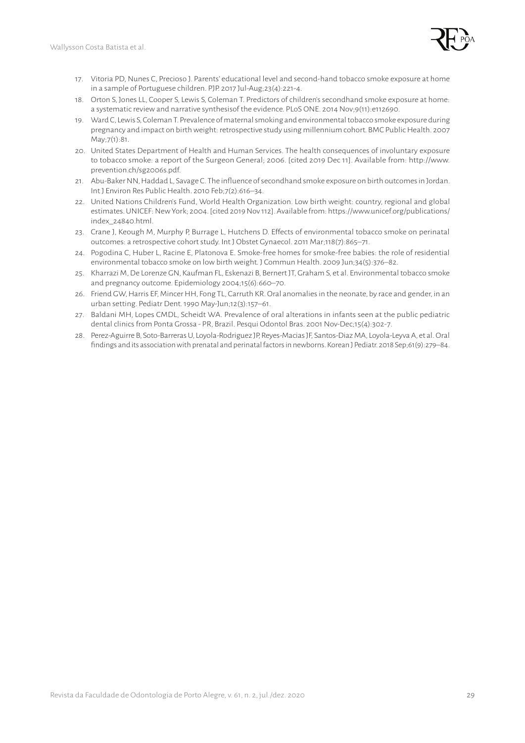17. Vitoria PD, Nunes C, Precioso J. Parents' educational level and second-hand tobacco smoke exposure at home in a sample of Portuguese children. PJP. 2017 Jul-Aug;23(4):221-4.
18. Orton S, Jones LL, Cooper S, Lewis S, Coleman T. Predictors of children's secondhand smoke exposure at home: a systematic review and narrative synthesisof the evidence. PLoS ONE. 2014 Nov;9(11):e112690.
19. Ward C, Lewis S, Coleman T. Prevalence of maternal smoking and environmental tobacco smoke exposure during pregnancy and impact on birth weight: retrospective study using millennium cohort. BMC Public Health. 2007 May;7(1):81.
20. United States Department of Health and Human Services. The health consequences of involuntary exposure to tobacco smoke: a report of the Surgeon General; 2006. [cited 2019 Dec 11]. Available from: http://www.prevention.ch/sg2006s.pdf.
21. Abu-Baker NN, Haddad L, Savage C. The influence of secondhand smoke exposure on birth outcomes in Jordan. Int J Environ Res Public Health. 2010 Feb;7(2):616–34.
22. United Nations Children's Fund, World Health Organization. Low birth weight: country, regional and global estimates. UNICEF: New York; 2004. [cited 2019 Nov 112]. Available from: https://www.unicef.org/publications/index_24840.html.
23. Crane J, Keough M, Murphy P, Burrage L, Hutchens D. Effects of environmental tobacco smoke on perinatal outcomes: a retrospective cohort study. Int J Obstet Gynaecol. 2011 Mar;118(7):865–71.
24. Pogodina C, Huber L, Racine E, Platonova E. Smoke-free homes for smoke-free babies: the role of residential environmental tobacco smoke on low birth weight. J Commun Health. 2009 Jun;34(5):376–82.
25. Kharrazi M, De Lorenze GN, Kaufman FL, Eskenazi B, Bernert JT, Graham S, et al. Environmental tobacco smoke and pregnancy outcome. Epidemiology 2004;15(6):660–70.
26. Friend GW, Harris EF, Mincer HH, Fong TL, Carruth KR. Oral anomalies in the neonate, by race and gender, in an urban setting. Pediatr Dent. 1990 May-Jun;12(3):157–61.
27. Baldani MH, Lopes CMDL, Scheidt WA. Prevalence of oral alterations in infants seen at the public pediatric dental clinics from Ponta Grossa - PR, Brazil. Pesqui Odontol Bras. 2001 Nov-Dec;15(4):302-7.
28. Perez-Aguirre B, Soto-Barreras U, Loyola-Rodriguez JP, Reyes-Macias JF, Santos-Diaz MA, Loyola-Leyva A, et al. Oral findings and its association with prenatal and perinatal factors in newborns. Korean J Pediatr. 2018 Sep;61(9):279–84.